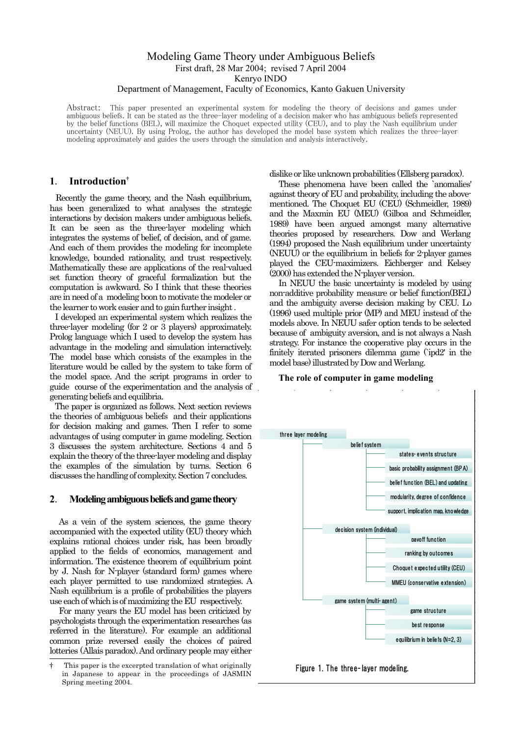# Modeling Game Theory under Ambiguous Beliefs

First draft, 28 Mar 2004; revised 7 April 2004

Kenryo INDO

Department of Management, Faculty of Economics, Kanto Gakuen University

Abstract: This paper presented an experimental system for modeling the theory of decisions and games under ambiguous beliefs. It can be stated as the three-layer modeling of a decision maker who has ambiguous beliefs represented by the belief functions (BEL), will maximize the Choquet expected utility (CEU), and to play the Nash equilibrium under uncertainty (NEUU). By using Prolog, the author has developed the model base system which realizes the three-layer modeling approximately and guides the users through the simulation and analysis interactively.

## 1. Introduction†

Recently the game theory, and the Nash equilibrium, has been generalized to what analyses the strategic interactions by decision makers under ambiguous beliefs. It can be seen as the three-layer modeling which integrates the systems of belief, of decision, and of game. And each of them provides the modeling for incomplete knowledge, bounded rationality, and trust respectively. Mathematically these are applications of the real-valued set function theory of graceful formalization but the computation is awkward. So I think that these theories are in need of a modeling boon to motivate the modeler or the learner to work easier and to gain further insight .

I developed an experimental system which realizes the three-layer modeling (for 2 or 3 players) approximately. Prolog language which I used to develop the system has advantage in the modeling and simulation interactively. The model base which consists of the examples in the literature would be called by the system to take form of the model space. And the script programs in order to guide course of the experimentation and the analysis of generating beliefs and equilibria.

The paper is organized as follows. Next section reviews the theories of ambiguous beliefs and their applications for decision making and games. Then I refer to some advantages of using computer in game modeling. Section 3 discusses the system architecture. Sections 4 and 5 explain the theory of the three-layer modeling and display the examples of the simulation by turns. Section 6 discusses the handling of complexity. Section 7 concludes.

## 2. Modeling ambiguous beliefs and game theory

As a vein of the system sciences, the game theory accompanied with the expected utility (EU) theory which explains rational choices under risk, has been broadly applied to the fields of economics, management and information. The existence theorem of equilibrium point by J. Nash for N-player (standard form) games where each player permitted to use randomized strategies. A Nash equilibrium is a profile of probabilities the players use each of which is of maximizing the EU respectively.

For many years the EU model has been criticized by psychologists through the experimentation researches (as referred in the literature). For example an additional common prize reversed easily the choices of paired lotteries (Allais paradox). And ordinary people may either dislike or like unknown probabilities (Ellsberg paradox).

These phenomena have been called the `anomalies' against theory of EU and probability, including the above-mentioned. The Choquet EU (CEU) (Schmeidler, 1989) and the Maxmin EU (MEU) (Gilboa and Schmeidler, 1989) have been argued amongst many alternative theories proposed by researchers. Dow and Werlang (1994) proposed the Nash equilibrium under uncertainty (NEUU) or the equilibrium in beliefs for 2-player games played the CEU-maximizers. Eichberger and Kelsey (2000) has extended the N-player version.

In NEUU the basic uncertainty is modeled by using non-additive probability measure or belief function(BEL) and the ambiguity averse decision making by CEU. Lo (1996) used multiple prior (MP) and MEU instead of the models above. In NEUU safer option tends to be selected because of ambiguity aversion, and is not always a Nash strategy. For instance the cooperative play occurs in the finitely iterated prisoners dilemma game (`ipd2' in the model base) illustrated by Dow and Werlang.

**The role of computer in game modeling**

- three layer modeling
  - belief system
    - states-events structure
    - basic probability assignment (BPA)
    - belief function (BEL) and updating
    - modularity, degree of confidence
    - support, implication map, knowledge
  - decision system (individual)
    - payoff function
    - ranking by outcomes
    - Choquet expected utility (CEU)
    - MMEU (conservative extension)
  - game system (multi-agent)
    - game structure
    - best response
    - equilibrium in beliefs (N=2, 3)

Figure 1. The three-layer modeling.

† This paper is the excerpted translation of what originally in Japanese to appear in the proceedings of JASMIN Spring meeting 2004.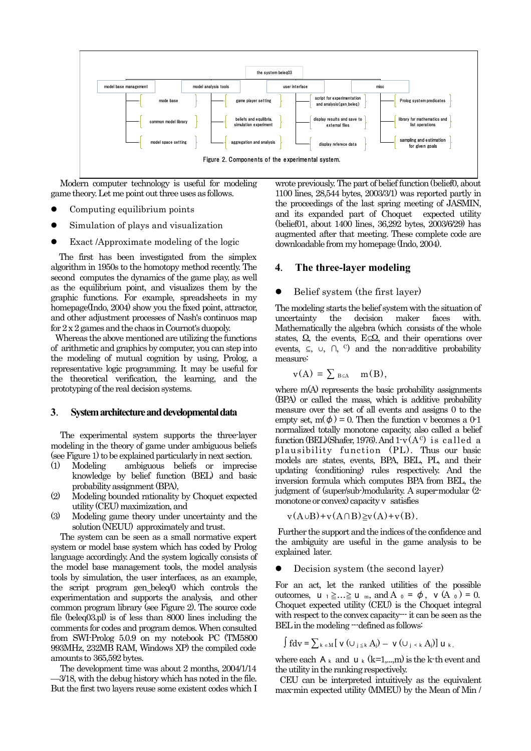the system beleq03

model base management — mode base; common model library; model space setting

model analysis tools — game player setting; beliefs and equilibria, simulation experiment; aggregation and analysis

user interface — script for experimentation and analysis (gen_beleq); display results and save to external files; display reference data

misc — Prolog system predicates; library for mathematics and list operations; sampling and estimation for given goals

Figure 2. Components of the experimental system.

Modern computer technology is useful for modeling game theory. Let me point out three uses as follows.

- Computing equilibrium points
- Simulation of plays and visualization
- Exact /Approximate modeling of the logic

The first has been investigated from the simplex algorithm in 1950s to the homotopy method recently. The second computes the dynamics of the game play, as well as the equilibrium point, and visualizes them by the graphic functions. For example, spreadsheets in my homepage(Indo, 2004) show you the fixed point, attractor, and other adjustment processes of Nash's continuos map for 2 x 2 games and the chaos in Cournot's duopoly.

Whereas the above mentioned are utilizing the functions of arithmetic and graphics by computer, you can step into the modeling of mutual cognition by using, Prolog, a representative logic programming. It may be useful for the theoretical verification, the learning, and the prototyping of the real decision systems.

## 3. System architecture and developmental data

The experimental system supports the three-layer modeling in the theory of game under ambiguous beliefs (see Figure 1) to be explained particularly in next section.

(1) Modeling ambiguous beliefs or imprecise knowledge by belief function (BEL) and basic probability assignment (BPA),
(2) Modeling bounded rationality by Choquet expected utility (CEU) maximization, and
(3) Modeling game theory under uncertainty and the solution (NEUU) approximately and trust.

The system can be seen as a small normative expert system or model base system which has coded by Prolog language accordingly. And the system logically consists of the model base management tools, the model analysis tools by simulation, the user interfaces, as an example, the script program gen_beleq which controls the experimentation and supports the analysis, and other common program library (see Figure 2). The source code file (beleq03.pl) is of less than 8000 lines including the comments for codes and program demos. When consulted from SWI-Prolog 5.0.9 on my notebook PC (TM5800 993MHz, 232MB RAM, Windows XP) the compiled code amounts to 365,592 bytes.

The development time was about 2 months, 2004/1/14—3/18, with the debug history which has noted in the file. But the first two layers reuse some existent codes which I wrote previously. The part of belief function (belief0, about 1100 lines, 28,544 bytes, 2003/3/1) was reported partly in the proceedings of the last spring meeting of JASMIN, and its expanded part of Choquet expected utility (belief01, about 1400 lines, 36,292 bytes, 2003/6/29) has augmented after that meeting. These complete code are downloadable from my homepage (Indo, 2004).

## 4. The three-layer modeling

- Belief system (the first layer)

The modeling starts the belief system with the situation of uncertainty the decision maker faces with. Mathematically the algebra (which consists of the whole states, $\Omega$, the events, $E\subseteq\Omega$, and their operations over events, $\subseteq$, $\cup$, $\cap$, $^c$) and the non-additive probability measure:

$$v(A) = \sum_{B\subseteq A} m(B),$$

where m(A) represents the basic probability assignments (BPA) or called the mass, which is additive probability measure over the set of all events and assigns 0 to the empty set, $m(\phi) = 0$. Then the function v becomes a 0-1 normalized totally monotone capacity, also called a belief function (BEL)(Shafer, 1976). And $1\text{-}v(A^c)$ is called a plausibility function (PL). Thus our basic models are states, events, BPA, BEL, PL, and their updating (conditioning) rules respectively. And the inversion formula which computes BPA from BEL, the judgment of (super/sub-)modularity. A super-modular (2-monotone or convex) capacity v satisfies

$$v(A\cup B)+v(A\cap B)\geqq v(A)+v(B).$$

Further the support and the indices of the confidence and the ambiguity are useful in the game analysis to be explained later.

- Decision system (the second layer)

For an act, let the ranked utilities of the possible outcomes, $u_1 \geqq \ldots \geqq u_m$, and $A_0 = \phi$, $v(A_0) = 0$. Choquet expected utility (CEU) is the Choquet integral with respect to the convex capacity--- it can be seen as the BEL in the modeling ---defined as follows:

$$\int f dv = \sum_{k\in M}[\, v(\cup_{j\leq k} A_j) - v(\cup_{j<k} A_j)]\, u_k,$$

where each $A_k$ and $u_k$ (k=1,...,m) is the k-th event and the utility in the ranking respectively.

CEU can be interpreted intuitively as the equivalent max-min expected utility (MMEU) by the Mean of Min /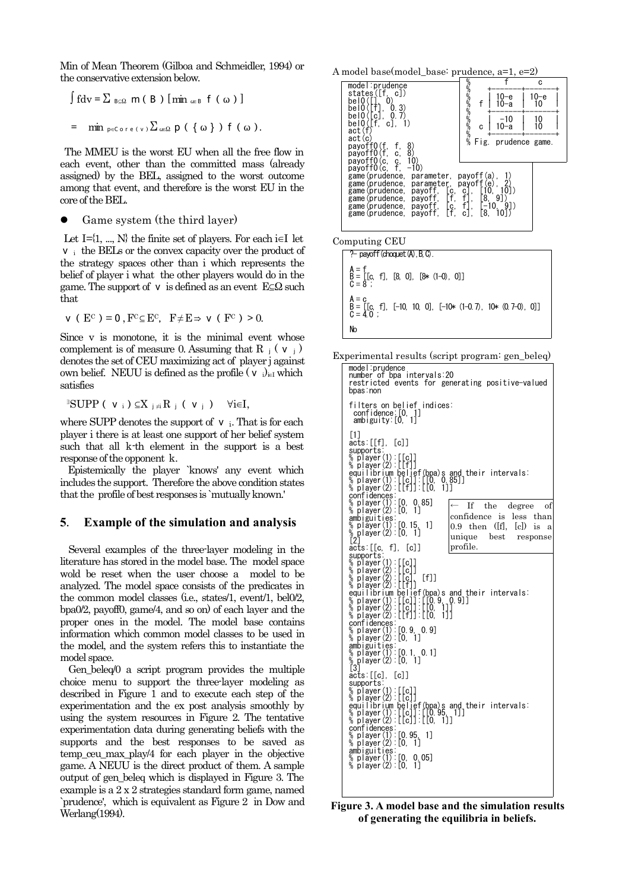Min of Mean Theorem (Gilboa and Schmeidler, 1994) or the conservative extension below.

$$\int f dv = \Sigma_{B \subseteq \Omega} m(B) [\min_{\omega \in B} f(\omega)]$$

$$= \min_{p \in Core(v)} \Sigma_{\omega \in \Omega} p(\{\omega\}) f(\omega).$$

The MMEU is the worst EU when all the free flow in each event, other than the committed mass (already assigned) by the BEL, assigned to the worst outcome among that event, and therefore is the worst EU in the core of the BEL.

- Game system (the third layer)

Let I={1, ..., N} the finite set of players. For each i∈I let $v_i$ the BELs or the convex capacity over the product of the strategy spaces other than i which represents the belief of player i what the other players would do in the game. The support of v is defined as an event E⊆Ω such that

$$v(E^C) = 0, F^C \subseteq E^C, \ F \neq E \Rightarrow v(F^C) > 0.$$

Since v is monotone, it is the minimal event whose complement is of measure 0. Assuming that $R_j(v_j)$ denotes the set of CEU maximizing act of player j against own belief. NEUU is defined as the profile $(v_i)_{i \in I}$ which satisfies

$$^{\exists}SUPP(v_i) \subseteq X_{j \neq i} R_j(v_j) \quad \forall i \in I,$$

where SUPP denotes the support of $v_i$. That is for each player i there is at least one support of her belief system such that all k-th element in the support is a best response of the opponent k.

Epistemically the player `knows' any event which includes the support. Therefore the above condition states that the profile of best responses is `mutually known.'

## 5. Example of the simulation and analysis

Several examples of the three-layer modeling in the literature has stored in the model base. The model space wold be reset when the user choose a model to be analyzed. The model space consists of the predicates in the common model classes (i.e., states/1, event/1, bel0/2, bpa0/2, payoff0, game/4, and so on) of each layer and the proper ones in the model. The model base contains information which common model classes to be used in the model, and the system refers this to instantiate the model space.

Gen_beleq/0 a script program provides the multiple choice menu to support the three-layer modeling as described in Figure 1 and to execute each step of the experimentation and the ex post analysis smoothly by using the system resources in Figure 2. The tentative experimentation data during generating beliefs with the supports and the best responses to be saved as temp_ceu_max_play/4 for each player in the objective game. A NEUU is the direct product of them. A sample output of gen_beleq which is displayed in Figure 3. The example is a 2 x 2 strategies standard form game, named `prudence', which is equivalent as Figure 2 in Dow and Werlang(1994).

A model base(model_base: prudence, a=1, e=2)

```
model:prudence
states([f, c])
bel0([], 0)
bel0([f], 0.3)
bel0([c], 0.7)
bel0([f, c], 1)
act(f)
act(c)
payoff0(f, f, 8)
payoff0(f, c, 8)
payoff0(c, c, 10)
payoff0(c, f, -10)
game(prudence, parameter, payoff(a), 1)
game(prudence, parameter, payoff(e), 2)
game(prudence, payoff, [c, c], [10, 10])
game(prudence, payoff, [f, f], [8, 9])
game(prudence, payoff, [c, f], [-10, 9])
game(prudence, payoff, [f, c], [8, 10])
```

```
%          f         c
%     +---------+---------+
%  f  |  10-e   |  10-e   |
%     |  10-a   |   10    |
%     +---------+---------+
%  c  |  -10    |   10    |
%     |  10-a   |   10    |
%     +---------+---------+
% Fig. prudence game.
```

Computing CEU

```
?- payoff(choquet(A),B,C).

A = f
B = [[c, f], [8, 0], [8* (1-0), 0]]
C = 8 ;

A = c
B = [[c, f], [-10, 10, 0], [-10* (1-0.7), 10* (0.7-0), 0]]
C = 4.0 ;

No
```

Experimental results (script program: gen_beleq)

```
model:prudence
number of bpa intervals:20
restricted events for generating positive-valued
bpas:non

filters on belief indices:
 confidence:[0, 1]
 ambiguity:[0, 1]

[1]
acts:[[f], [c]]
supports:
% player(1):[[c]]
% player(2):[[f]]
equilibrium belief(bpa)s and their intervals:
% player(1):[[c]]:[[0, 0.85]]
% player(2):[[f]]:[[0, 1]]
confidences:
% player(1):[0, 0.85]
% player(2):[0, 1]
ambiguities:
% player(1):[0.15, 1]
% player(2):[0, 1]
[2]
acts:[[c, f], [c]]
supports:
% player(1):[[c]]
% player(2):[[c]]
% player(2):[[c], [f]]
% player(2):[[f]]
equilibrium belief(bpa)s and their intervals:
% player(1):[[c]]:[[0.9, 0.9]]
% player(2):[[c]]:[[0, 1]]
% player(2):[[f]]:[[0, 1]]
confidences:
% player(1):[0.9, 0.9]
% player(2):[0, 1]
ambiguities:
% player(1):[0.1, 0.1]
% player(2):[0, 1]
[3]
acts:[[c], [c]]
supports:
% player(1):[[c]]
% player(2):[[c]]
equilibrium belief(bpa)s and their intervals:
% player(1):[[c]]:[[0.95, 1]]
% player(2):[[c]]:[[0, 1]]
confidences:
% player(1):[0.95, 1]
% player(2):[0, 1]
ambiguities:
% player(1):[0, 0.05]
% player(2):[0, 1]
```

← If the degree of confidence is less than 0.9 then ([f], [c]) is a unique best response profile.

**Figure 3. A model base and the simulation results of generating the equilibria in beliefs.**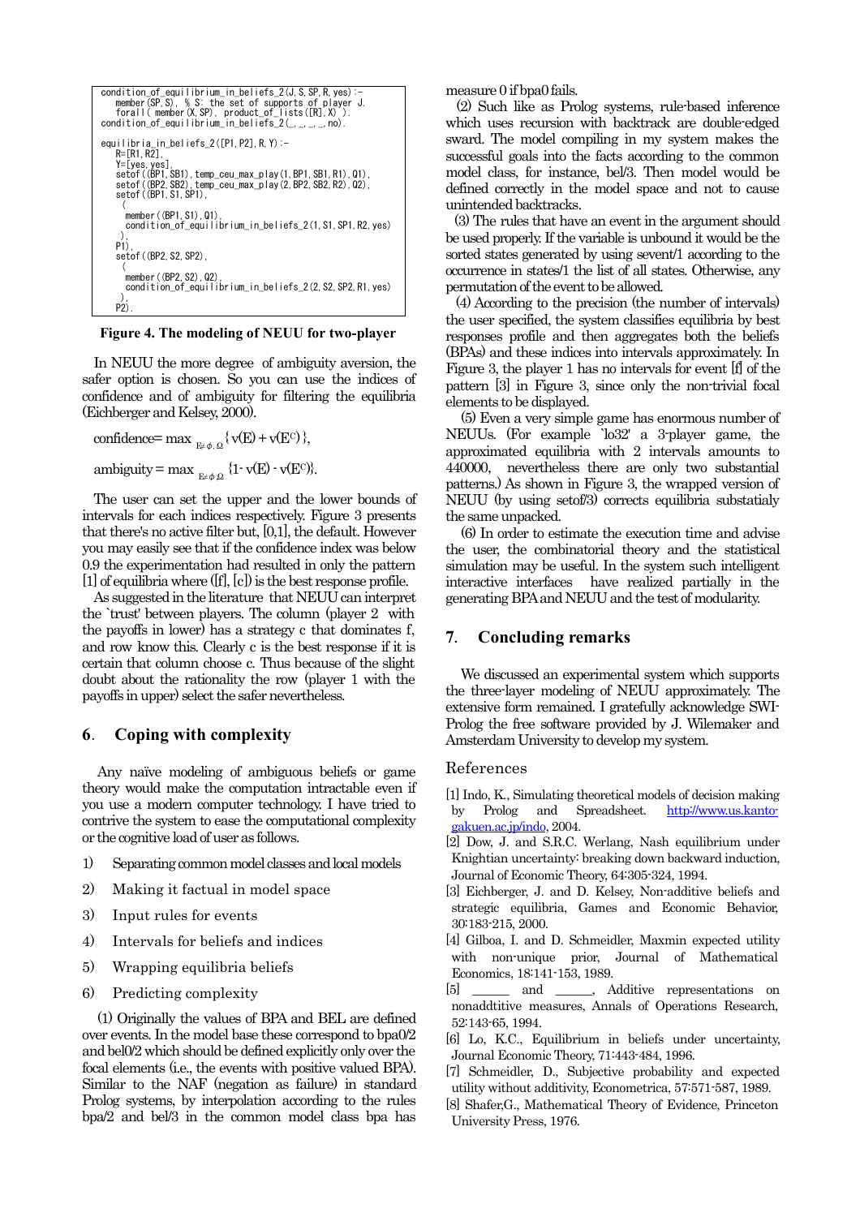```
condition_of_equilibrium_in_beliefs_2(J,S,SP,R,yes):-
    member(SP,S), % S: the set of supports of player J.
    forall( member(X,SP), product_of_lists([R],X) ).
condition_of_equilibrium_in_beliefs_2(_,_,_,_,no).

equilibria_in_beliefs_2([P1,P2],R,Y):-
    R=[R1,R2],
    Y=[yes,yes],
    setof((BP1,SB1),temp_ceu_max_play(1,BP1,SB1,R1),Q1),
    setof((BP2,SB2),temp_ceu_max_play(2,BP2,SB2,R2),Q2),
    setof((BP1,S1,SP1),
     (
      member((BP1,S1),Q1),
      condition_of_equilibrium_in_beliefs_2(1,S1,SP1,R2,yes)
     ),
    P1),
    setof((BP2,S2,SP2),
     (
      member((BP2,S2),Q2),
      condition_of_equilibrium_in_beliefs_2(2,S2,SP2,R1,yes)
     ),
    P2).
```

**Figure 4. The modeling of NEUU for two-player**

In NEUU the more degree of ambiguity aversion, the safer option is chosen. So you can use the indices of confidence and of ambiguity for filtering the equilibria (Eichberger and Kelsey, 2000).

$$\text{confidence} = \max_{E\neq\phi,\Omega}\{v(E)+v(E^C)\},$$

$$\text{ambiguity} = \max_{E\neq\phi,\Omega}\{1-v(E)-v(E^C)\}.$$

The user can set the upper and the lower bounds of intervals for each indices respectively. Figure 3 presents that there's no active filter but, [0,1], the default. However you may easily see that if the confidence index was below 0.9 the experimentation had resulted in only the pattern [1] of equilibria where ([f], [c]) is the best response profile.

As suggested in the literature that NEUU can interpret the `trust' between players. The column (player 2 with the payoffs in lower) has a strategy c that dominates f, and row know this. Clearly c is the best response if it is certain that column choose c. Thus because of the slight doubt about the rationality the row (player 1 with the payoffs in upper) select the safer nevertheless.

## 6. Coping with complexity

Any naïve modeling of ambiguous beliefs or game theory would make the computation intractable even if you use a modern computer technology. I have tried to contrive the system to ease the computational complexity or the cognitive load of user as follows.

1) Separating common model classes and local models
2) Making it factual in model space
3) Input rules for events
4) Intervals for beliefs and indices
5) Wrapping equilibria beliefs
6) Predicting complexity

(1) Originally the values of BPA and BEL are defined over events. In the model base these correspond to bpa0/2 and bel0/2 which should be defined explicitly only over the focal elements (i.e., the events with positive valued BPA). Similar to the NAF (negation as failure) in standard Prolog systems, by interpolation according to the rules bpa/2 and bel/3 in the common model class bpa has measure 0 if bpa0 fails.

(2) Such like as Prolog systems, rule-based inference which uses recursion with backtrack are double-edged sward. The model compiling in my system makes the successful goals into the facts according to the common model class, for instance, bel/3. Then model would be defined correctly in the model space and not to cause unintended backtracks.

(3) The rules that have an event in the argument should be used properly. If the variable is unbound it would be the sorted states generated by using sevent/1 according to the occurrence in states/1 the list of all states. Otherwise, any permutation of the event to be allowed.

(4) According to the precision (the number of intervals) the user specified, the system classifies equilibria by best responses profile and then aggregates both the beliefs (BPAs) and these indices into intervals approximately. In Figure 3, the player 1 has no intervals for event [f] of the pattern [3] in Figure 3, since only the non-trivial focal elements to be displayed.

(5) Even a very simple game has enormous number of NEUUs. (For example `lo32' a 3-player game, the approximated equilibria with 2 intervals amounts to 440000, nevertheless there are only two substantial patterns.) As shown in Figure 3, the wrapped version of NEUU (by using setof/3) corrects equilibria substatialy the same unpacked.

(6) In order to estimate the execution time and advise the user, the combinatorial theory and the statistical simulation may be useful. In the system such intelligent interactive interfaces have realized partially in the generating BPA and NEUU and the test of modularity.

## 7. Concluding remarks

We discussed an experimental system which supports the three-layer modeling of NEUU approximately. The extensive form remained. I gratefully acknowledge SWI-Prolog the free software provided by J. Wilemaker and Amsterdam University to develop my system.

## References

[1] Indo, K., Simulating theoretical models of decision making by Prolog and Spreadsheet. http://www.us.kanto-gakuen.ac.jp/indo, 2004.

[2] Dow, J. and S.R.C. Werlang, Nash equilibrium under Knightian uncertainty: breaking down backward induction, Journal of Economic Theory, 64:305-324, 1994.

[3] Eichberger, J. and D. Kelsey, Non-additive beliefs and strategic equilibria, Games and Economic Behavior, 30:183-215, 2000.

[4] Gilboa, I. and D. Schmeidler, Maxmin expected utility with non-unique prior, Journal of Mathematical Economics, 18:141-153, 1989.

[5] ______ and ______, Additive representations on nonaddtitive measures, Annals of Operations Research, 52:143-65, 1994.

[6] Lo, K.C., Equilibrium in beliefs under uncertainty, Journal Economic Theory, 71:443-484, 1996.

[7] Schmeidler, D., Subjective probability and expected utility without additivity, Econometrica, 57:571-587, 1989.

[8] Shafer,G., Mathematical Theory of Evidence, Princeton University Press, 1976.